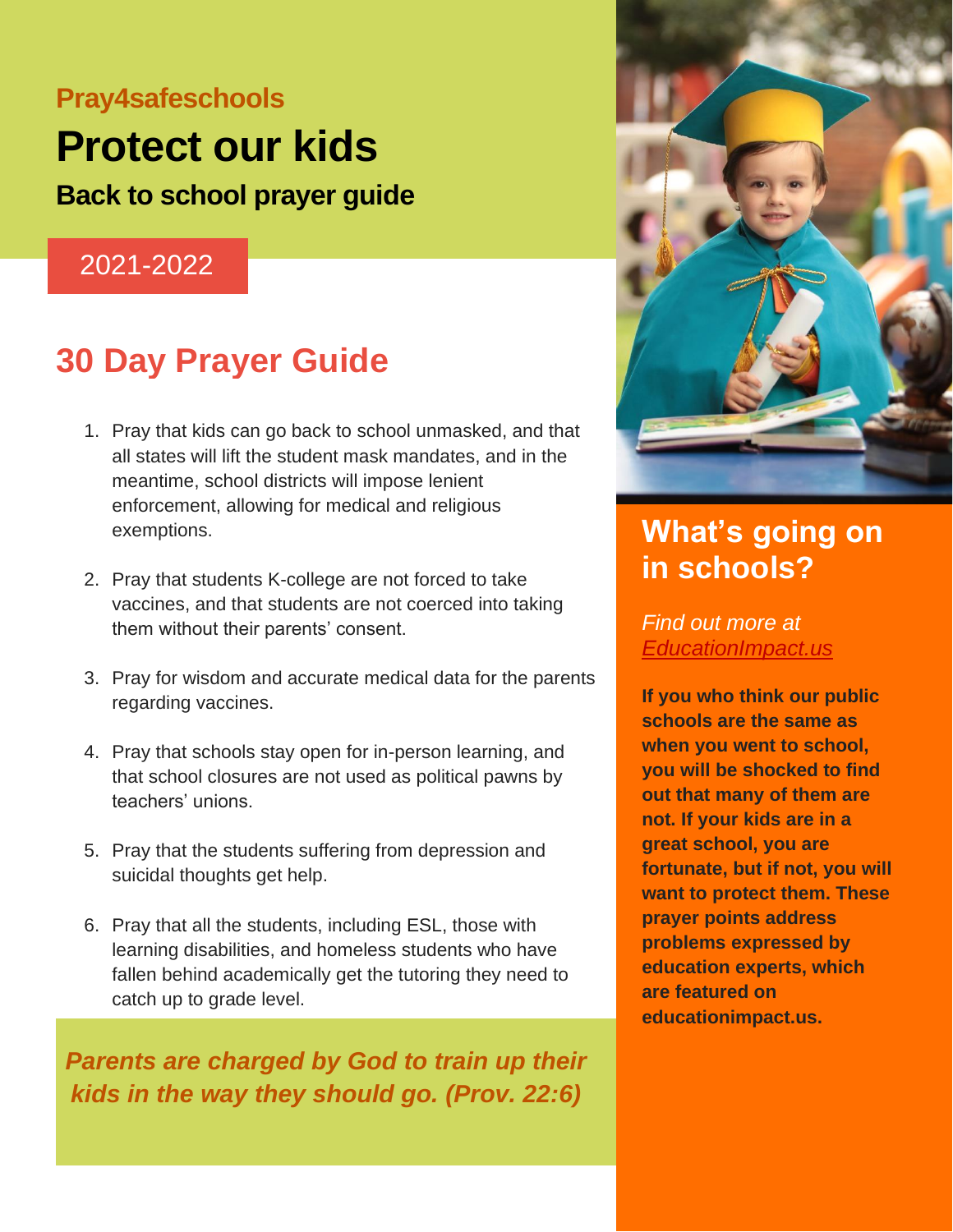**Pray4safeschools**

# Protect our kids

### Back to school prayer guide

2021-2022

## 30 Day Prayer Guide

1. Pray that kids can go back to school unmasked, and that all states will lift the student mask mandates, and in the meantime, school districts will impose lenient enforcement, allowing for medical and religious exemptions.
2. Pray that students K-college are not forced to take vaccines, and that students are not coerced into taking them without their parents' consent.
3. Pray for wisdom and accurate medical data for the parents regarding vaccines.
4. Pray that schools stay open for in-person learning, and that school closures are not used as political pawns by teachers' unions.
5. Pray that the students suffering from depression and suicidal thoughts get help.
6. Pray that all the students, including ESL, those with learning disabilities, and homeless students who have fallen behind academically get the tutoring they need to catch up to grade level.

***Parents are charged by God to train up their kids in the way they should go. (Prov. 22:6)***

## What's going on in schools?

*Find out more at [EducationImpact.us](EducationImpact.us)*

**If you who think our public schools are the same as when you went to school, you will be shocked to find out that many of them are not. If your kids are in a great school, you are fortunate, but if not, you will want to protect them. These prayer points address problems expressed by education experts, which are featured on educationimpact.us.**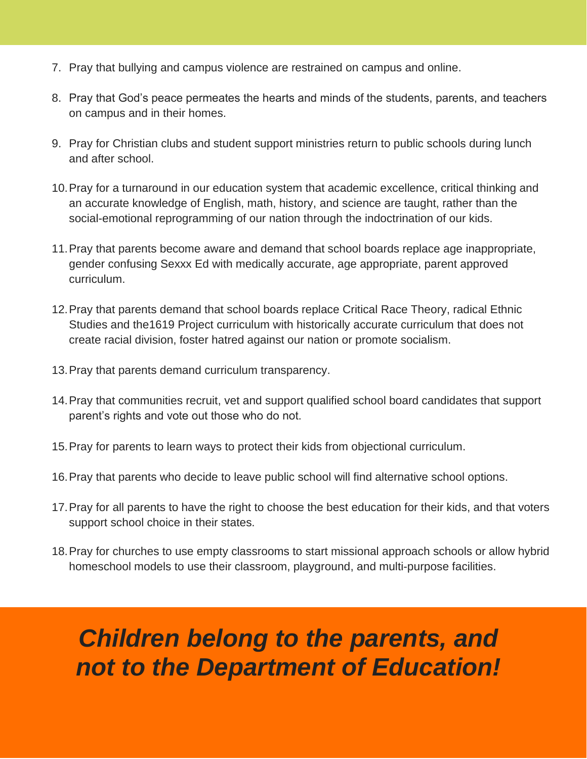7. Pray that bullying and campus violence are restrained on campus and online.
8. Pray that God's peace permeates the hearts and minds of the students, parents, and teachers on campus and in their homes.
9. Pray for Christian clubs and student support ministries return to public schools during lunch and after school.
10. Pray for a turnaround in our education system that academic excellence, critical thinking and an accurate knowledge of English, math, history, and science are taught, rather than the social-emotional reprogramming of our nation through the indoctrination of our kids.
11. Pray that parents become aware and demand that school boards replace age inappropriate, gender confusing Sexxx Ed with medically accurate, age appropriate, parent approved curriculum.
12. Pray that parents demand that school boards replace Critical Race Theory, radical Ethnic Studies and the1619 Project curriculum with historically accurate curriculum that does not create racial division, foster hatred against our nation or promote socialism.
13. Pray that parents demand curriculum transparency.
14. Pray that communities recruit, vet and support qualified school board candidates that support parent's rights and vote out those who do not.
15. Pray for parents to learn ways to protect their kids from objectional curriculum.
16. Pray that parents who decide to leave public school will find alternative school options.
17. Pray for all parents to have the right to choose the best education for their kids, and that voters support school choice in their states.
18. Pray for churches to use empty classrooms to start missional approach schools or allow hybrid homeschool models to use their classroom, playground, and multi-purpose facilities.

***Children belong to the parents, and not to the Department of Education!***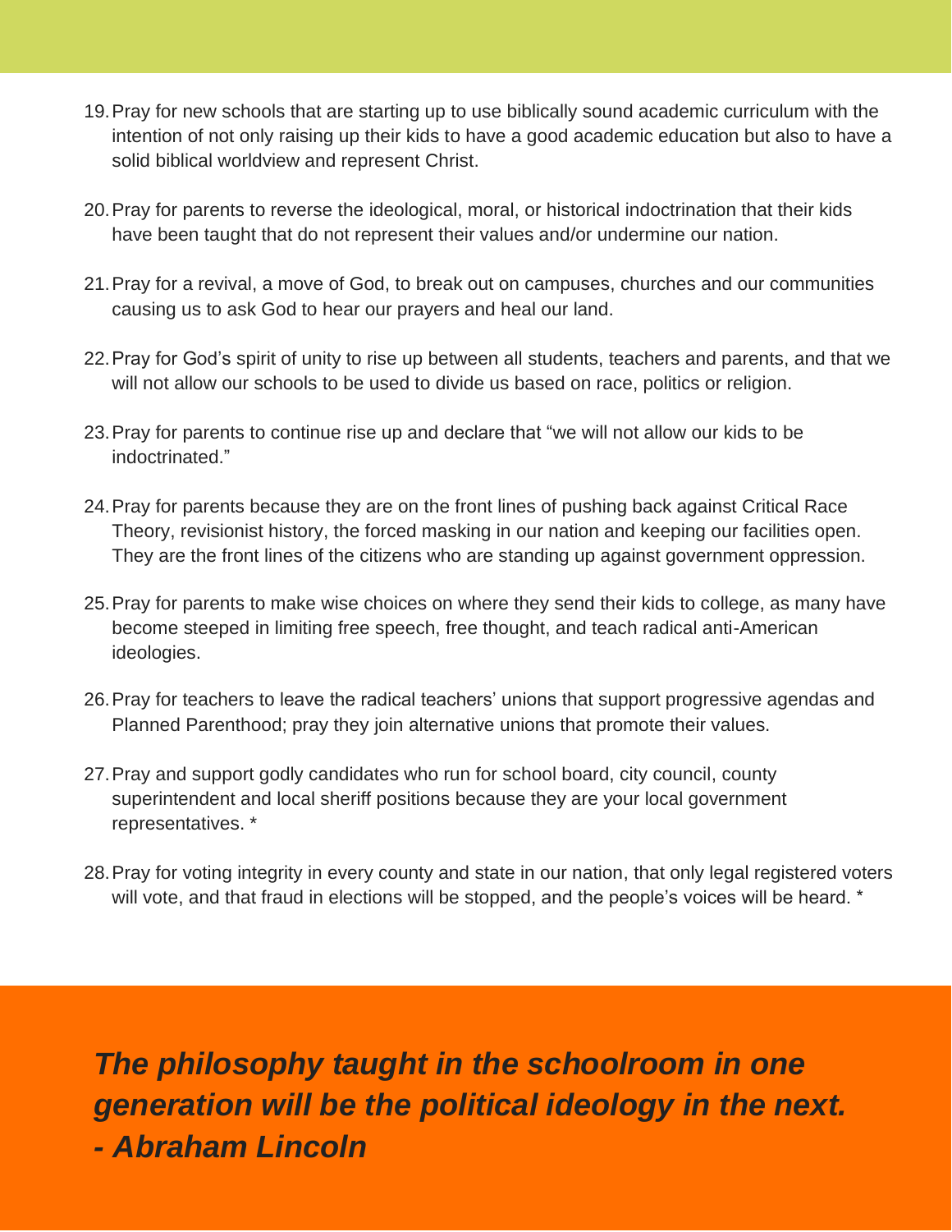19. Pray for new schools that are starting up to use biblically sound academic curriculum with the intention of not only raising up their kids to have a good academic education but also to have a solid biblical worldview and represent Christ.

20. Pray for parents to reverse the ideological, moral, or historical indoctrination that their kids have been taught that do not represent their values and/or undermine our nation.

21. Pray for a revival, a move of God, to break out on campuses, churches and our communities causing us to ask God to hear our prayers and heal our land.

22. Pray for God's spirit of unity to rise up between all students, teachers and parents, and that we will not allow our schools to be used to divide us based on race, politics or religion.

23. Pray for parents to continue rise up and declare that "we will not allow our kids to be indoctrinated."

24. Pray for parents because they are on the front lines of pushing back against Critical Race Theory, revisionist history, the forced masking in our nation and keeping our facilities open. They are the front lines of the citizens who are standing up against government oppression.

25. Pray for parents to make wise choices on where they send their kids to college, as many have become steeped in limiting free speech, free thought, and teach radical anti-American ideologies.

26. Pray for teachers to leave the radical teachers' unions that support progressive agendas and Planned Parenthood; pray they join alternative unions that promote their values.

27. Pray and support godly candidates who run for school board, city council, county superintendent and local sheriff positions because they are your local government representatives. *

28. Pray for voting integrity in every county and state in our nation, that only legal registered voters will vote, and that fraud in elections will be stopped, and the people's voices will be heard. *

***The philosophy taught in the schoolroom in one generation will be the political ideology in the next.***
***- Abraham Lincoln***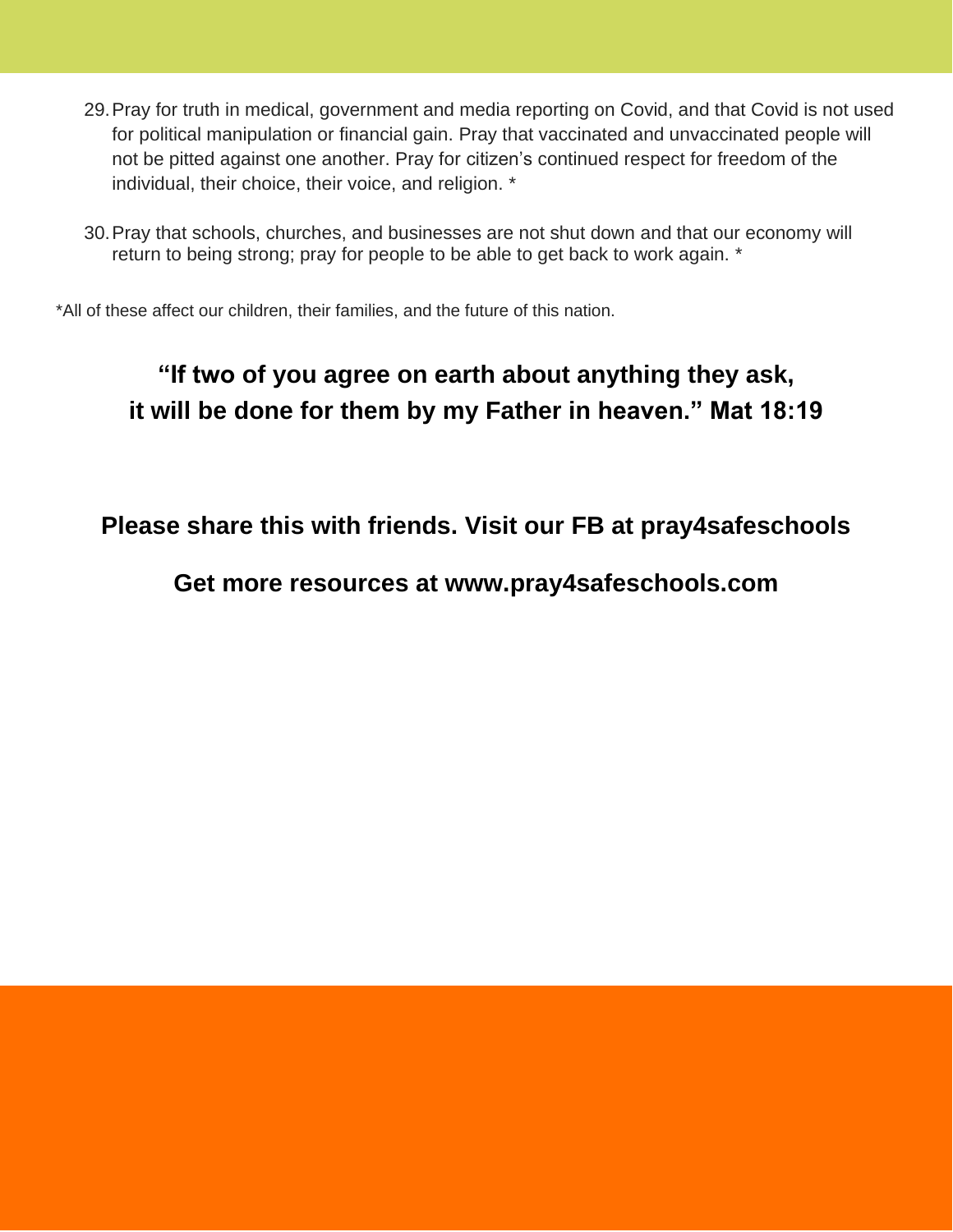29. Pray for truth in medical, government and media reporting on Covid, and that Covid is not used for political manipulation or financial gain. Pray that vaccinated and unvaccinated people will not be pitted against one another. Pray for citizen's continued respect for freedom of the individual, their choice, their voice, and religion. *

30. Pray that schools, churches, and businesses are not shut down and that our economy will return to being strong; pray for people to be able to get back to work again. *

*All of these affect our children, their families, and the future of this nation.

**"If two of you agree on earth about anything they ask,**
**it will be done for them by my Father in heaven." Mat 18:19**

**Please share this with friends. Visit our FB at pray4safeschools**

**Get more resources at www.pray4safeschools.com**